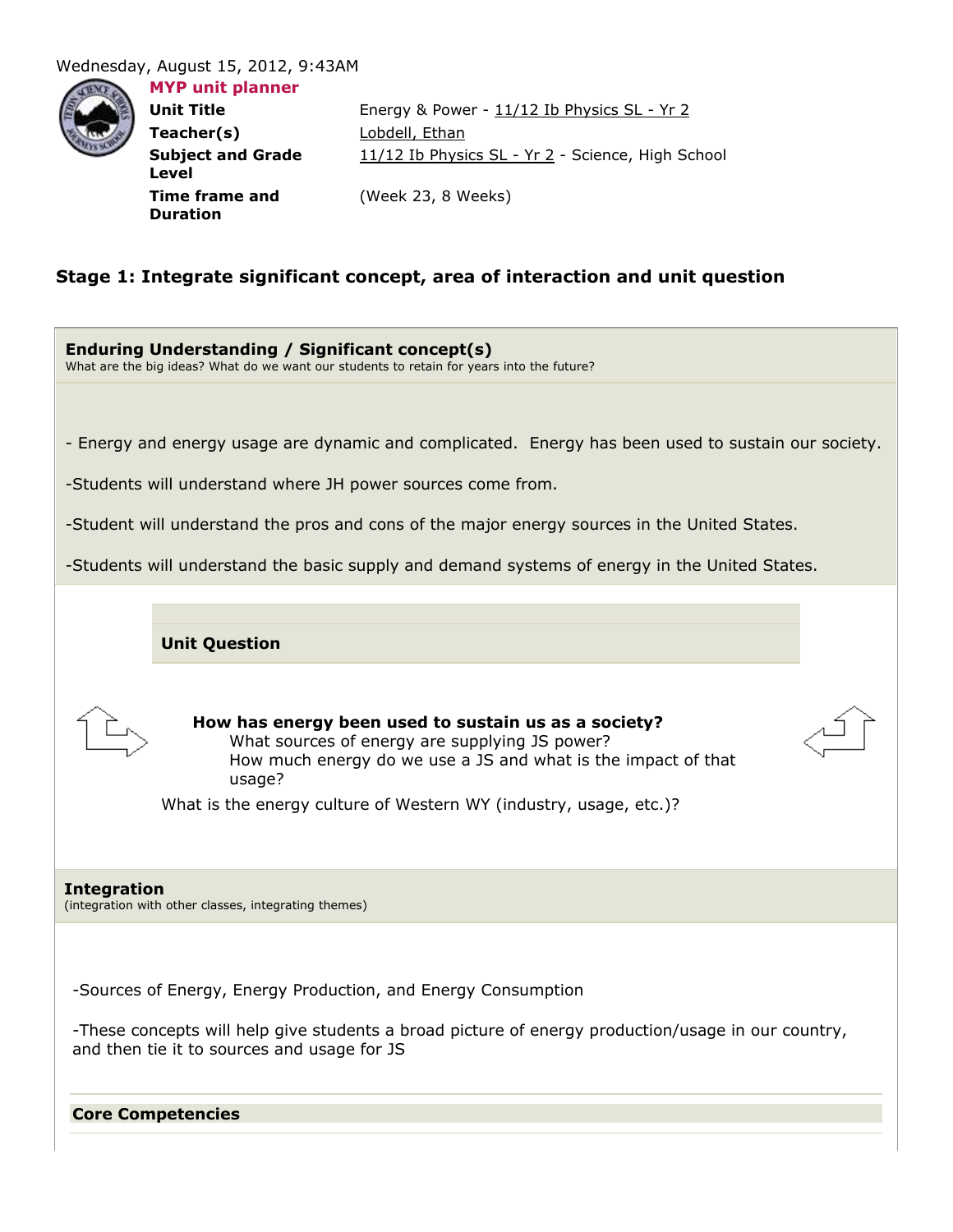Wednesday, August 15, 2012, 9:43AM

## MYP unit planner

| | |
|---|---|
| **Unit Title** | Energy & Power - 11/12 Ib Physics SL - Yr 2 |
| **Teacher(s)** | Lobdell, Ethan |
| **Subject and Grade Level** | 11/12 Ib Physics SL - Yr 2 - Science, High School |
| **Time frame and Duration** | (Week 23, 8 Weeks) |

## Stage 1: Integrate significant concept, area of interaction and unit question

### Enduring Understanding / Significant concept(s)

What are the big ideas? What do we want our students to retain for years into the future?

- Energy and energy usage are dynamic and complicated. Energy has been used to sustain our society.

-Students will understand where JH power sources come from.

-Student will understand the pros and cons of the major energy sources in the United States.

-Students will understand the basic supply and demand systems of energy in the United States.

### Unit Question

**How has energy been used to sustain us as a society?**

What sources of energy are supplying JS power?

How much energy do we use a JS and what is the impact of that usage?

What is the energy culture of Western WY (industry, usage, etc.)?

### Integration

(integration with other classes, integrating themes)

-Sources of Energy, Energy Production, and Energy Consumption

-These concepts will help give students a broad picture of energy production/usage in our country, and then tie it to sources and usage for JS

### Core Competencies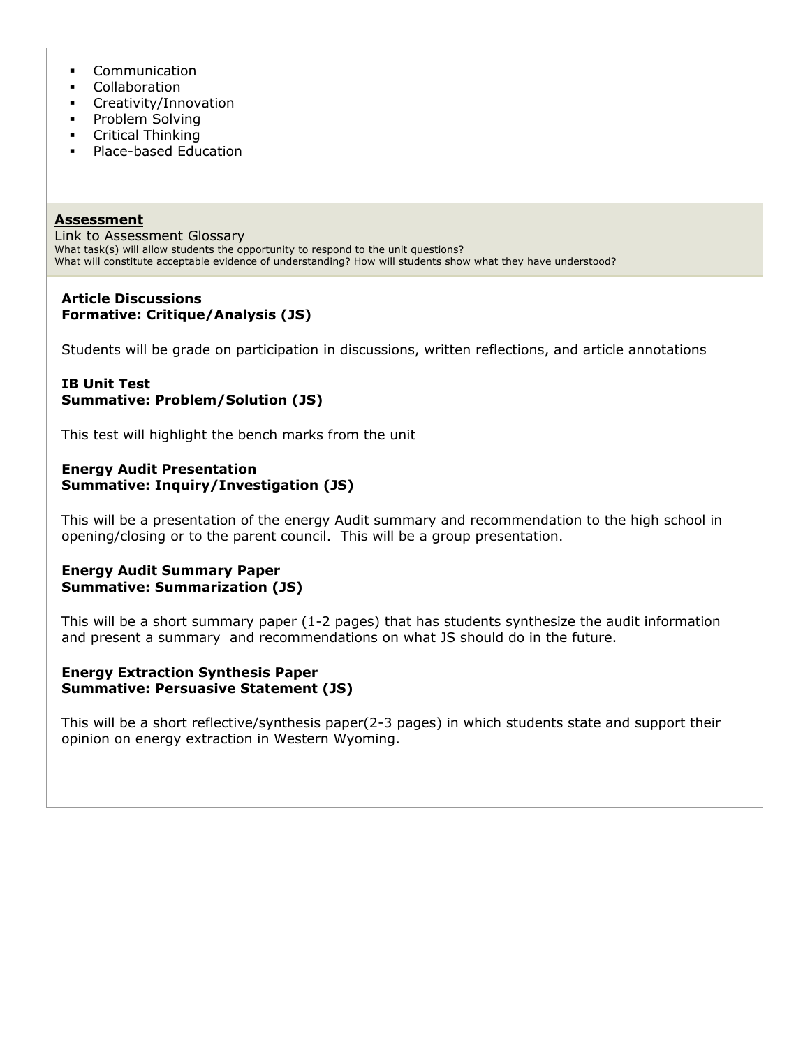- Communication
- Collaboration
- Creativity/Innovation
- Problem Solving
- Critical Thinking
- Place-based Education

## Assessment

Link to Assessment Glossary

What task(s) will allow students the opportunity to respond to the unit questions?
What will constitute acceptable evidence of understanding? How will students show what they have understood?

**Article Discussions**
**Formative: Critique/Analysis (JS)**

Students will be grade on participation in discussions, written reflections, and article annotations

**IB Unit Test**
**Summative: Problem/Solution (JS)**

This test will highlight the bench marks from the unit

**Energy Audit Presentation**
**Summative: Inquiry/Investigation (JS)**

This will be a presentation of the energy Audit summary and recommendation to the high school in opening/closing or to the parent council. This will be a group presentation.

**Energy Audit Summary Paper**
**Summative: Summarization (JS)**

This will be a short summary paper (1-2 pages) that has students synthesize the audit information and present a summary and recommendations on what JS should do in the future.

**Energy Extraction Synthesis Paper**
**Summative: Persuasive Statement (JS)**

This will be a short reflective/synthesis paper(2-3 pages) in which students state and support their opinion on energy extraction in Western Wyoming.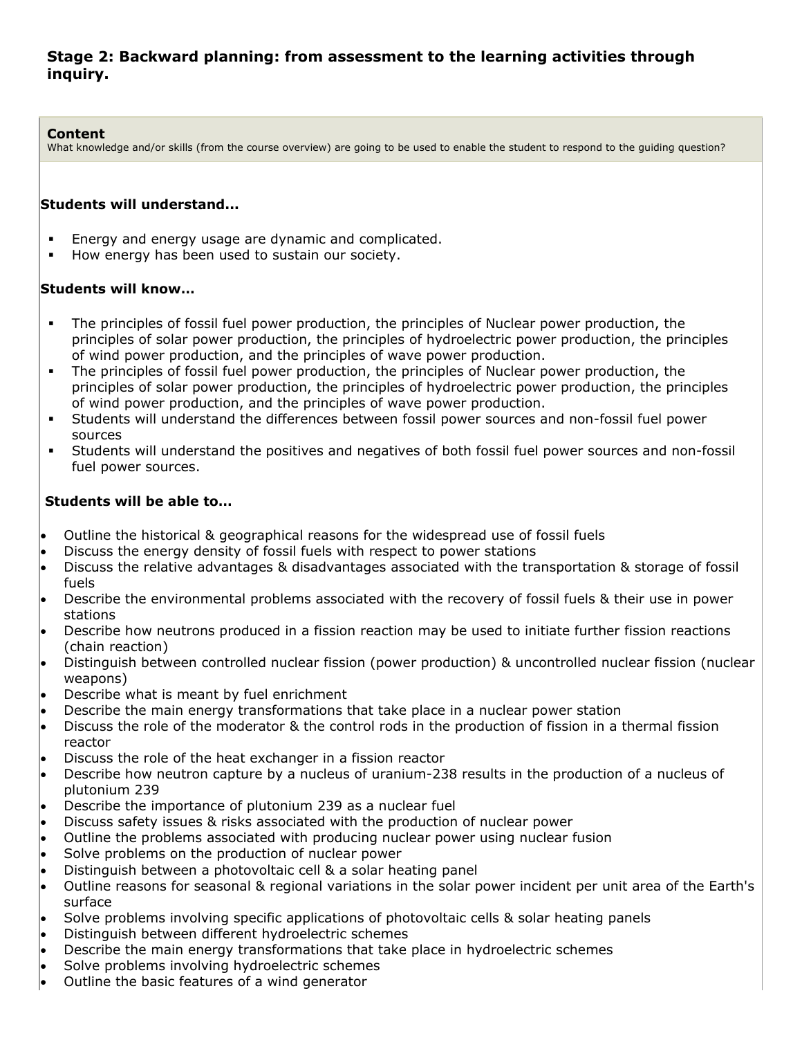## Stage 2: Backward planning: from assessment to the learning activities through inquiry.

**Content**
What knowledge and/or skills (from the course overview) are going to be used to enable the student to respond to the guiding question?

**Students will understand…**

- Energy and energy usage are dynamic and complicated.
- How energy has been used to sustain our society.

**Students will know…**

- The principles of fossil fuel power production, the principles of Nuclear power production, the principles of solar power production, the principles of hydroelectric power production, the principles of wind power production, and the principles of wave power production.
- The principles of fossil fuel power production, the principles of Nuclear power production, the principles of solar power production, the principles of hydroelectric power production, the principles of wind power production, and the principles of wave power production.
- Students will understand the differences between fossil power sources and non-fossil fuel power sources
- Students will understand the positives and negatives of both fossil fuel power sources and non-fossil fuel power sources.

**Students will be able to…**

- Outline the historical & geographical reasons for the widespread use of fossil fuels
- Discuss the energy density of fossil fuels with respect to power stations
- Discuss the relative advantages & disadvantages associated with the transportation & storage of fossil fuels
- Describe the environmental problems associated with the recovery of fossil fuels & their use in power stations
- Describe how neutrons produced in a fission reaction may be used to initiate further fission reactions (chain reaction)
- Distinguish between controlled nuclear fission (power production) & uncontrolled nuclear fission (nuclear weapons)
- Describe what is meant by fuel enrichment
- Describe the main energy transformations that take place in a nuclear power station
- Discuss the role of the moderator & the control rods in the production of fission in a thermal fission reactor
- Discuss the role of the heat exchanger in a fission reactor
- Describe how neutron capture by a nucleus of uranium-238 results in the production of a nucleus of plutonium 239
- Describe the importance of plutonium 239 as a nuclear fuel
- Discuss safety issues & risks associated with the production of nuclear power
- Outline the problems associated with producing nuclear power using nuclear fusion
- Solve problems on the production of nuclear power
- Distinguish between a photovoltaic cell & a solar heating panel
- Outline reasons for seasonal & regional variations in the solar power incident per unit area of the Earth's surface
- Solve problems involving specific applications of photovoltaic cells & solar heating panels
- Distinguish between different hydroelectric schemes
- Describe the main energy transformations that take place in hydroelectric schemes
- Solve problems involving hydroelectric schemes
- Outline the basic features of a wind generator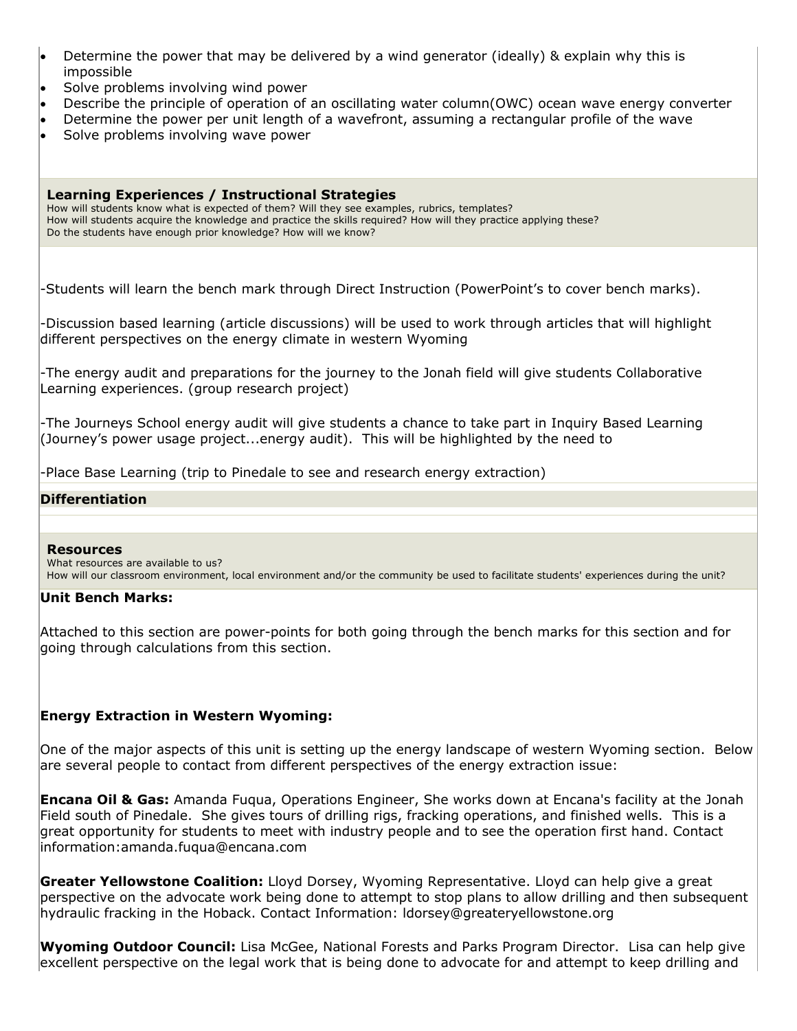- Determine the power that may be delivered by a wind generator (ideally) & explain why this is impossible
- Solve problems involving wind power
- Describe the principle of operation of an oscillating water column(OWC) ocean wave energy converter
- Determine the power per unit length of a wavefront, assuming a rectangular profile of the wave
- Solve problems involving wave power

### Learning Experiences / Instructional Strategies

How will students know what is expected of them? Will they see examples, rubrics, templates?
How will students acquire the knowledge and practice the skills required? How will they practice applying these?
Do the students have enough prior knowledge? How will we know?

-Students will learn the bench mark through Direct Instruction (PowerPoint's to cover bench marks).

-Discussion based learning (article discussions) will be used to work through articles that will highlight different perspectives on the energy climate in western Wyoming

-The energy audit and preparations for the journey to the Jonah field will give students Collaborative Learning experiences. (group research project)

-The Journeys School energy audit will give students a chance to take part in Inquiry Based Learning (Journey's power usage project...energy audit). This will be highlighted by the need to

-Place Base Learning (trip to Pinedale to see and research energy extraction)

### Differentiation

### Resources

What resources are available to us?
How will our classroom environment, local environment and/or the community be used to facilitate students' experiences during the unit?

**Unit Bench Marks:**

Attached to this section are power-points for both going through the bench marks for this section and for going through calculations from this section.

**Energy Extraction in Western Wyoming:**

One of the major aspects of this unit is setting up the energy landscape of western Wyoming section. Below are several people to contact from different perspectives of the energy extraction issue:

**Encana Oil & Gas:** Amanda Fuqua, Operations Engineer, She works down at Encana's facility at the Jonah Field south of Pinedale. She gives tours of drilling rigs, fracking operations, and finished wells. This is a great opportunity for students to meet with industry people and to see the operation first hand. Contact information:amanda.fuqua@encana.com

**Greater Yellowstone Coalition:** Lloyd Dorsey, Wyoming Representative. Lloyd can help give a great perspective on the advocate work being done to attempt to stop plans to allow drilling and then subsequent hydraulic fracking in the Hoback. Contact Information: ldorsey@greateryellowstone.org

**Wyoming Outdoor Council:** Lisa McGee, National Forests and Parks Program Director. Lisa can help give excellent perspective on the legal work that is being done to advocate for and attempt to keep drilling and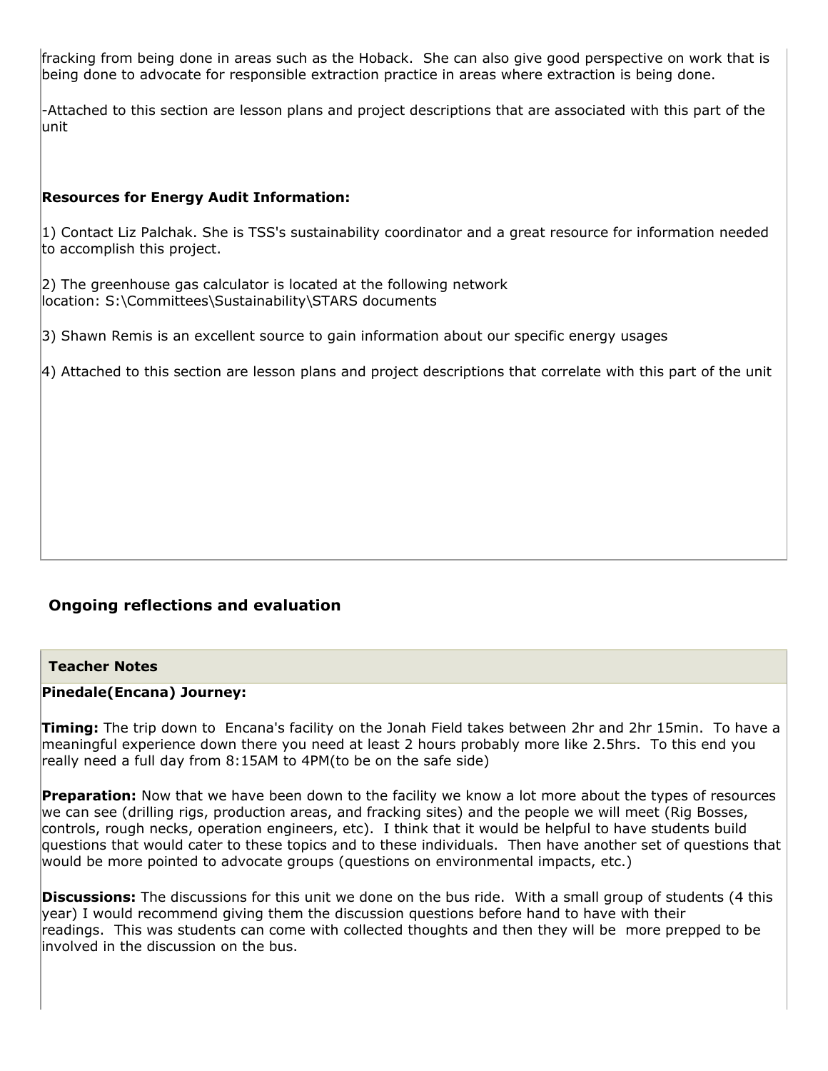fracking from being done in areas such as the Hoback. She can also give good perspective on work that is being done to advocate for responsible extraction practice in areas where extraction is being done.

-Attached to this section are lesson plans and project descriptions that are associated with this part of the unit

**Resources for Energy Audit Information:**

1) Contact Liz Palchak. She is TSS's sustainability coordinator and a great resource for information needed to accomplish this project.

2) The greenhouse gas calculator is located at the following network location: S:\Committees\Sustainability\STARS documents

3) Shawn Remis is an excellent source to gain information about our specific energy usages

4) Attached to this section are lesson plans and project descriptions that correlate with this part of the unit

## Ongoing reflections and evaluation

### Teacher Notes

**Pinedale(Encana) Journey:**

**Timing:** The trip down to Encana's facility on the Jonah Field takes between 2hr and 2hr 15min. To have a meaningful experience down there you need at least 2 hours probably more like 2.5hrs. To this end you really need a full day from 8:15AM to 4PM(to be on the safe side)

**Preparation:** Now that we have been down to the facility we know a lot more about the types of resources we can see (drilling rigs, production areas, and fracking sites) and the people we will meet (Rig Bosses, controls, rough necks, operation engineers, etc). I think that it would be helpful to have students build questions that would cater to these topics and to these individuals. Then have another set of questions that would be more pointed to advocate groups (questions on environmental impacts, etc.)

**Discussions:** The discussions for this unit we done on the bus ride. With a small group of students (4 this year) I would recommend giving them the discussion questions before hand to have with their readings. This was students can come with collected thoughts and then they will be more prepped to be involved in the discussion on the bus.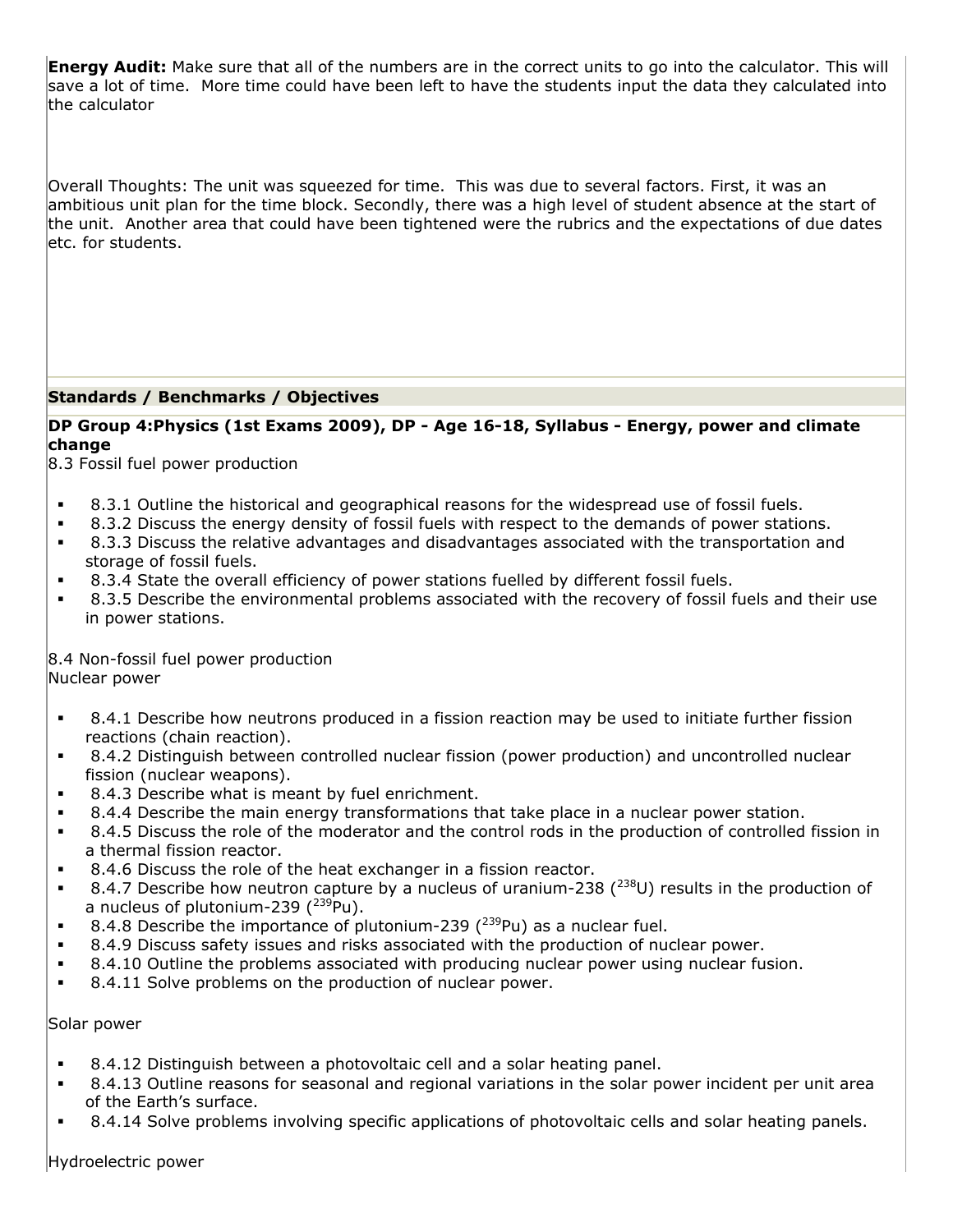**Energy Audit:** Make sure that all of the numbers are in the correct units to go into the calculator. This will save a lot of time. More time could have been left to have the students input the data they calculated into the calculator

Overall Thoughts: The unit was squeezed for time. This was due to several factors. First, it was an ambitious unit plan for the time block. Secondly, there was a high level of student absence at the start of the unit. Another area that could have been tightened were the rubrics and the expectations of due dates etc. for students.

## Standards / Benchmarks / Objectives

**DP Group 4:Physics (1st Exams 2009), DP - Age 16-18, Syllabus - Energy, power and climate change**

8.3 Fossil fuel power production

- 8.3.1 Outline the historical and geographical reasons for the widespread use of fossil fuels.
- 8.3.2 Discuss the energy density of fossil fuels with respect to the demands of power stations.
- 8.3.3 Discuss the relative advantages and disadvantages associated with the transportation and storage of fossil fuels.
- 8.3.4 State the overall efficiency of power stations fuelled by different fossil fuels.
- 8.3.5 Describe the environmental problems associated with the recovery of fossil fuels and their use in power stations.

8.4 Non-fossil fuel power production
Nuclear power

- 8.4.1 Describe how neutrons produced in a fission reaction may be used to initiate further fission reactions (chain reaction).
- 8.4.2 Distinguish between controlled nuclear fission (power production) and uncontrolled nuclear fission (nuclear weapons).
- 8.4.3 Describe what is meant by fuel enrichment.
- 8.4.4 Describe the main energy transformations that take place in a nuclear power station.
- 8.4.5 Discuss the role of the moderator and the control rods in the production of controlled fission in a thermal fission reactor.
- 8.4.6 Discuss the role of the heat exchanger in a fission reactor.
- 8.4.7 Describe how neutron capture by a nucleus of uranium-238 ($^{238}U$) results in the production of a nucleus of plutonium-239 ($^{239}Pu$).
- 8.4.8 Describe the importance of plutonium-239 ($^{239}Pu$) as a nuclear fuel.
- 8.4.9 Discuss safety issues and risks associated with the production of nuclear power.
- 8.4.10 Outline the problems associated with producing nuclear power using nuclear fusion.
- 8.4.11 Solve problems on the production of nuclear power.

Solar power

- 8.4.12 Distinguish between a photovoltaic cell and a solar heating panel.
- 8.4.13 Outline reasons for seasonal and regional variations in the solar power incident per unit area of the Earth's surface.
- 8.4.14 Solve problems involving specific applications of photovoltaic cells and solar heating panels.

Hydroelectric power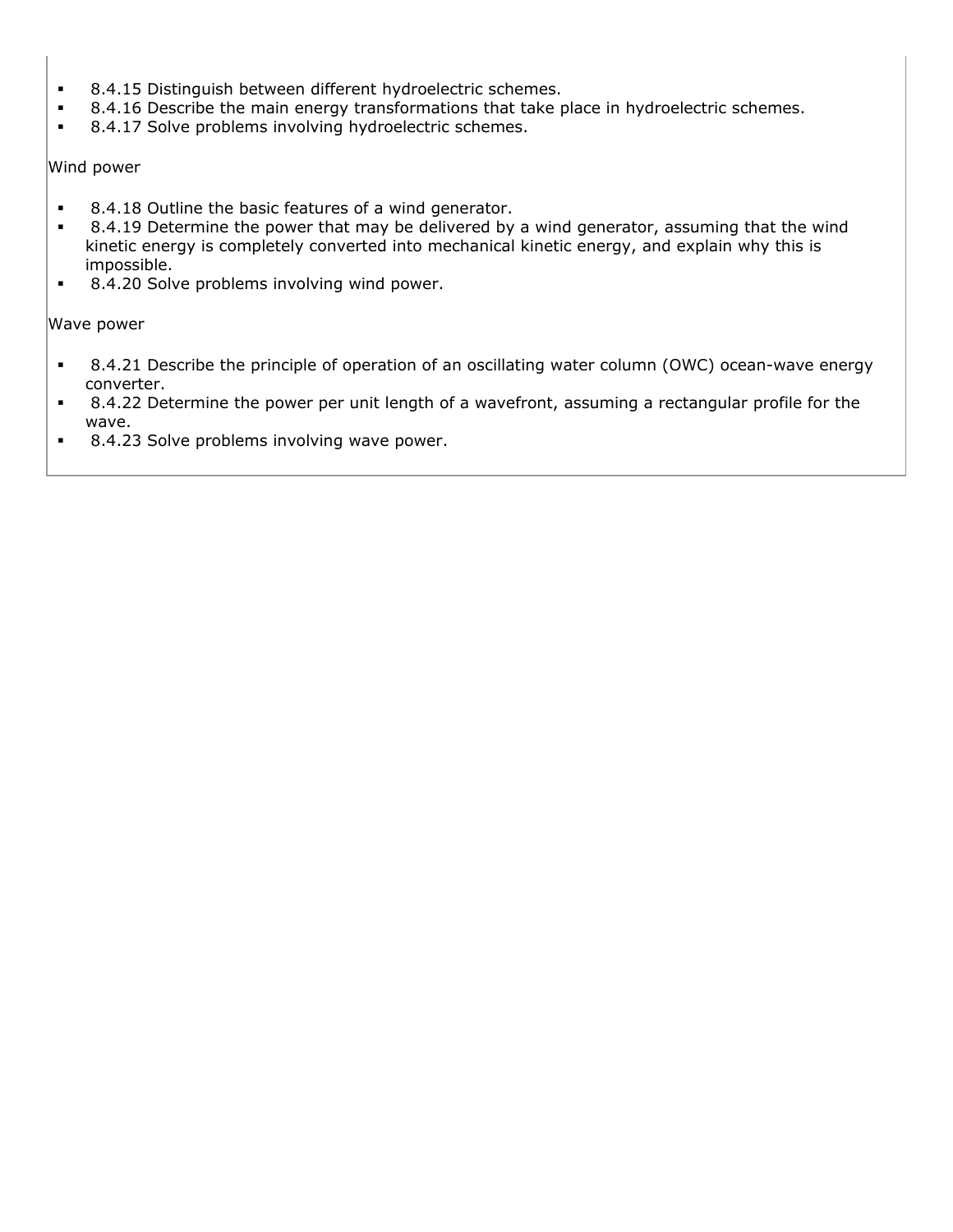- 8.4.15 Distinguish between different hydroelectric schemes.
- 8.4.16 Describe the main energy transformations that take place in hydroelectric schemes.
- 8.4.17 Solve problems involving hydroelectric schemes.

Wind power

- 8.4.18 Outline the basic features of a wind generator.
- 8.4.19 Determine the power that may be delivered by a wind generator, assuming that the wind kinetic energy is completely converted into mechanical kinetic energy, and explain why this is impossible.
- 8.4.20 Solve problems involving wind power.

Wave power

- 8.4.21 Describe the principle of operation of an oscillating water column (OWC) ocean-wave energy converter.
- 8.4.22 Determine the power per unit length of a wavefront, assuming a rectangular profile for the wave.
- 8.4.23 Solve problems involving wave power.